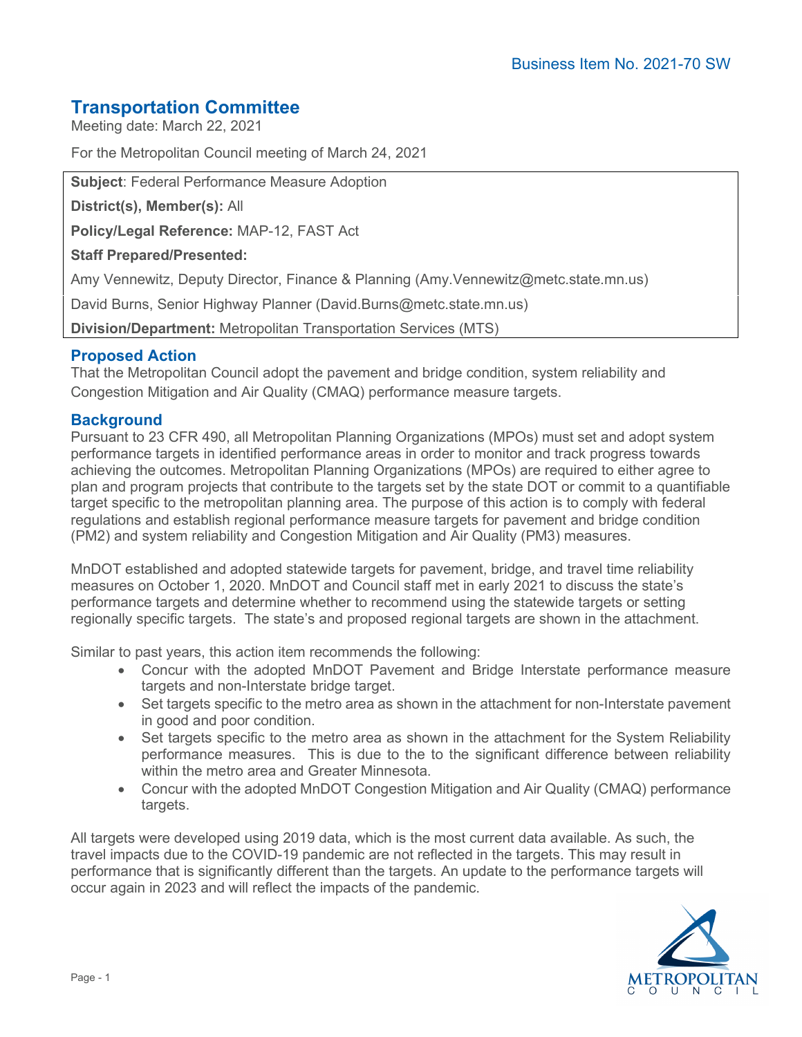Business Item No. 2021-70 SW

# Transportation Committee

Meeting date: March 22, 2021

For the Metropolitan Council meeting of March 24, 2021

**Subject**: Federal Performance Measure Adoption

**District(s), Member(s):** All

**Policy/Legal Reference:** MAP-12, FAST Act

**Staff Prepared/Presented:**

Amy Vennewitz, Deputy Director, Finance & Planning (Amy.Vennewitz@metc.state.mn.us)

David Burns, Senior Highway Planner (David.Burns@metc.state.mn.us)

**Division/Department:** Metropolitan Transportation Services (MTS)

## Proposed Action

That the Metropolitan Council adopt the pavement and bridge condition, system reliability and Congestion Mitigation and Air Quality (CMAQ) performance measure targets.

## Background

Pursuant to 23 CFR 490, all Metropolitan Planning Organizations (MPOs) must set and adopt system performance targets in identified performance areas in order to monitor and track progress towards achieving the outcomes. Metropolitan Planning Organizations (MPOs) are required to either agree to plan and program projects that contribute to the targets set by the state DOT or commit to a quantifiable target specific to the metropolitan planning area. The purpose of this action is to comply with federal regulations and establish regional performance measure targets for pavement and bridge condition (PM2) and system reliability and Congestion Mitigation and Air Quality (PM3) measures.

MnDOT established and adopted statewide targets for pavement, bridge, and travel time reliability measures on October 1, 2020. MnDOT and Council staff met in early 2021 to discuss the state's performance targets and determine whether to recommend using the statewide targets or setting regionally specific targets. The state's and proposed regional targets are shown in the attachment.

Similar to past years, this action item recommends the following:

- Concur with the adopted MnDOT Pavement and Bridge Interstate performance measure targets and non-Interstate bridge target.
- Set targets specific to the metro area as shown in the attachment for non-Interstate pavement in good and poor condition.
- Set targets specific to the metro area as shown in the attachment for the System Reliability performance measures. This is due to the to the significant difference between reliability within the metro area and Greater Minnesota.
- Concur with the adopted MnDOT Congestion Mitigation and Air Quality (CMAQ) performance targets.

All targets were developed using 2019 data, which is the most current data available. As such, the travel impacts due to the COVID-19 pandemic are not reflected in the targets. This may result in performance that is significantly different than the targets. An update to the performance targets will occur again in 2023 and will reflect the impacts of the pandemic.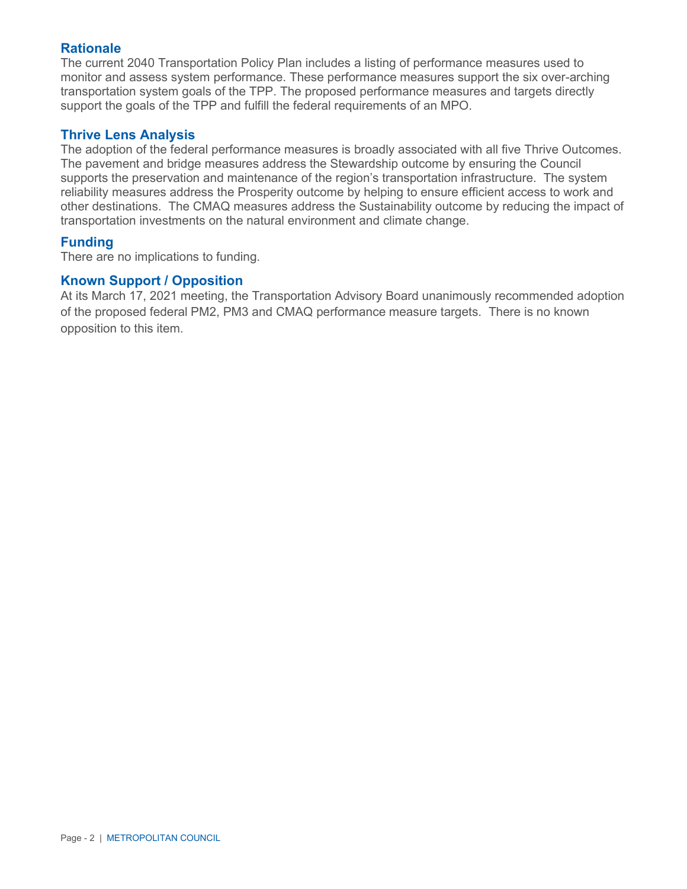## Rationale

The current 2040 Transportation Policy Plan includes a listing of performance measures used to monitor and assess system performance. These performance measures support the six over-arching transportation system goals of the TPP. The proposed performance measures and targets directly support the goals of the TPP and fulfill the federal requirements of an MPO.

## Thrive Lens Analysis

The adoption of the federal performance measures is broadly associated with all five Thrive Outcomes. The pavement and bridge measures address the Stewardship outcome by ensuring the Council supports the preservation and maintenance of the region's transportation infrastructure. The system reliability measures address the Prosperity outcome by helping to ensure efficient access to work and other destinations. The CMAQ measures address the Sustainability outcome by reducing the impact of transportation investments on the natural environment and climate change.

## Funding

There are no implications to funding.

## Known Support / Opposition

At its March 17, 2021 meeting, the Transportation Advisory Board unanimously recommended adoption of the proposed federal PM2, PM3 and CMAQ performance measure targets. There is no known opposition to this item.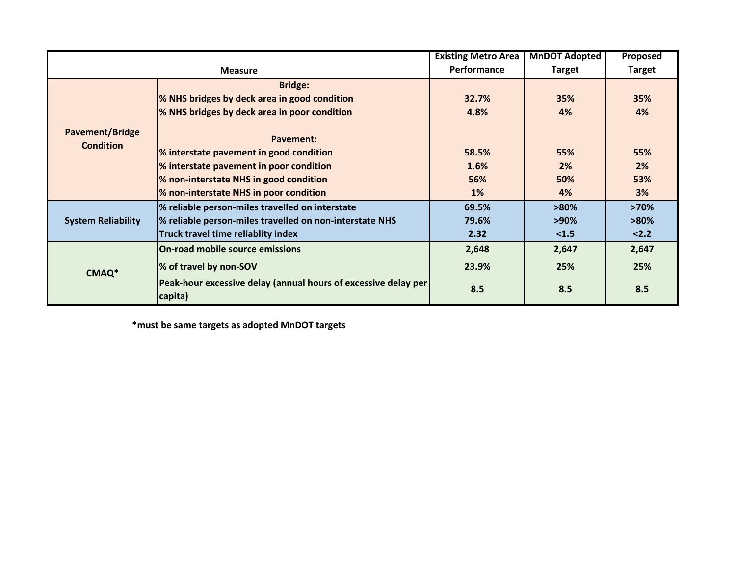| Measure | | Existing Metro Area Performance | MnDOT Adopted Target | Proposed Target |
|---|---|---|---|---|
| Pavement/Bridge Condition | **Bridge:** | | | |
| | % NHS bridges by deck area in good condition | 32.7% | 35% | 35% |
| | % NHS bridges by deck area in poor condition | 4.8% | 4% | 4% |
| | **Pavement:** | | | |
| | % interstate pavement in good condition | 58.5% | 55% | 55% |
| | % interstate pavement in poor condition | 1.6% | 2% | 2% |
| | % non-interstate NHS in good condition | 56% | 50% | 53% |
| | % non-interstate NHS in poor condition | 1% | 4% | 3% |
| System Reliability | % reliable person-miles travelled on interstate | 69.5% | >80% | >70% |
| | % reliable person-miles travelled on non-interstate NHS | 79.6% | >90% | >80% |
| | Truck travel time reliablity index | 2.32 | <1.5 | <2.2 |
| CMAQ* | On-road mobile source emissions | 2,648 | 2,647 | 2,647 |
| | % of travel by non-SOV | 23.9% | 25% | 25% |
| | Peak-hour excessive delay (annual hours of excessive delay per capita) | 8.5 | 8.5 | 8.5 |

*must be same targets as adopted MnDOT targets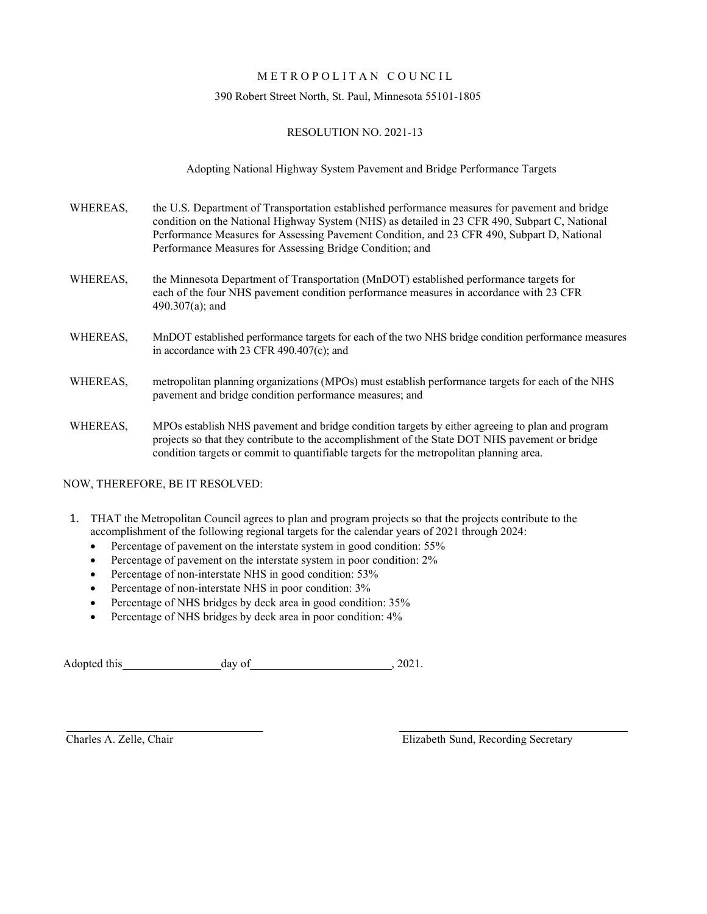METROPOLITAN COUNCIL

390 Robert Street North, St. Paul, Minnesota 55101-1805

RESOLUTION NO. 2021-13

Adopting National Highway System Pavement and Bridge Performance Targets

WHEREAS, the U.S. Department of Transportation established performance measures for pavement and bridge condition on the National Highway System (NHS) as detailed in 23 CFR 490, Subpart C, National Performance Measures for Assessing Pavement Condition, and 23 CFR 490, Subpart D, National Performance Measures for Assessing Bridge Condition; and

WHEREAS, the Minnesota Department of Transportation (MnDOT) established performance targets for each of the four NHS pavement condition performance measures in accordance with 23 CFR 490.307(a); and

WHEREAS, MnDOT established performance targets for each of the two NHS bridge condition performance measures in accordance with 23 CFR 490.407(c); and

WHEREAS, metropolitan planning organizations (MPOs) must establish performance targets for each of the NHS pavement and bridge condition performance measures; and

WHEREAS, MPOs establish NHS pavement and bridge condition targets by either agreeing to plan and program projects so that they contribute to the accomplishment of the State DOT NHS pavement or bridge condition targets or commit to quantifiable targets for the metropolitan planning area.

NOW, THEREFORE, BE IT RESOLVED:

1. THAT the Metropolitan Council agrees to plan and program projects so that the projects contribute to the accomplishment of the following regional targets for the calendar years of 2021 through 2024:
   - Percentage of pavement on the interstate system in good condition: 55%
   - Percentage of pavement on the interstate system in poor condition: 2%
   - Percentage of non-interstate NHS in good condition: 53%
   - Percentage of non-interstate NHS in poor condition: 3%
   - Percentage of NHS bridges by deck area in good condition: 35%
   - Percentage of NHS bridges by deck area in poor condition: 4%

Adopted this ________________ day of ________________________, 2021.

_______________________________
Charles A. Zelle, Chair

_______________________________
Elizabeth Sund, Recording Secretary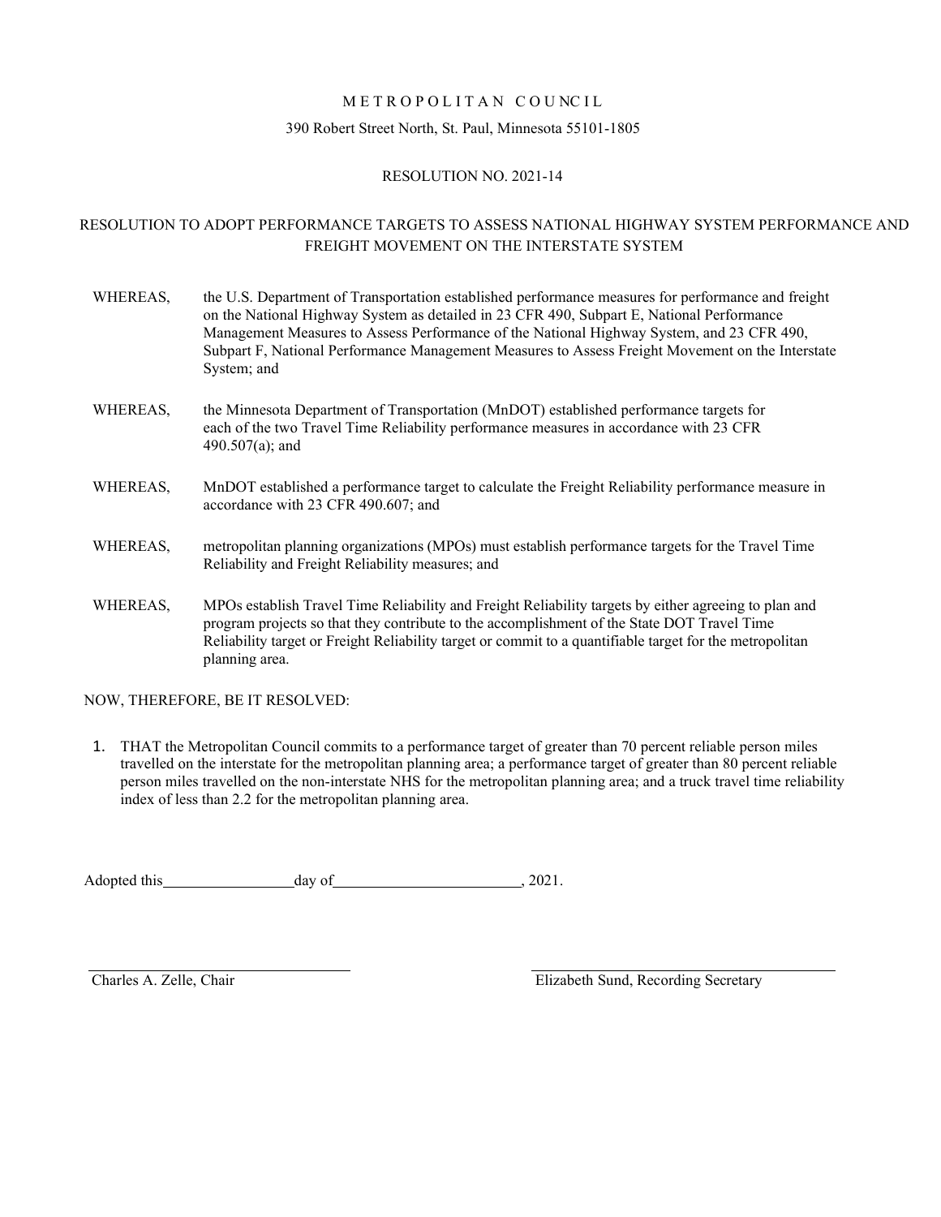METROPOLITAN COUNCIL

390 Robert Street North, St. Paul, Minnesota 55101-1805

RESOLUTION NO. 2021-14

RESOLUTION TO ADOPT PERFORMANCE TARGETS TO ASSESS NATIONAL HIGHWAY SYSTEM PERFORMANCE AND FREIGHT MOVEMENT ON THE INTERSTATE SYSTEM

WHEREAS, the U.S. Department of Transportation established performance measures for performance and freight on the National Highway System as detailed in 23 CFR 490, Subpart E, National Performance Management Measures to Assess Performance of the National Highway System, and 23 CFR 490, Subpart F, National Performance Management Measures to Assess Freight Movement on the Interstate System; and

WHEREAS, the Minnesota Department of Transportation (MnDOT) established performance targets for each of the two Travel Time Reliability performance measures in accordance with 23 CFR 490.507(a); and

WHEREAS, MnDOT established a performance target to calculate the Freight Reliability performance measure in accordance with 23 CFR 490.607; and

WHEREAS, metropolitan planning organizations (MPOs) must establish performance targets for the Travel Time Reliability and Freight Reliability measures; and

WHEREAS, MPOs establish Travel Time Reliability and Freight Reliability targets by either agreeing to plan and program projects so that they contribute to the accomplishment of the State DOT Travel Time Reliability target or Freight Reliability target or commit to a quantifiable target for the metropolitan planning area.

NOW, THEREFORE, BE IT RESOLVED:

1. THAT the Metropolitan Council commits to a performance target of greater than 70 percent reliable person miles travelled on the interstate for the metropolitan planning area; a performance target of greater than 80 percent reliable person miles travelled on the non-interstate NHS for the metropolitan planning area; and a truck travel time reliability index of less than 2.2 for the metropolitan planning area.

Adopted this\_\_\_\_\_\_\_\_\_\_\_\_\_\_\_\_day of\_\_\_\_\_\_\_\_\_\_\_\_\_\_\_\_\_\_\_\_\_\_\_\_, 2021.

\_\_\_\_\_\_\_\_\_\_\_\_\_\_\_\_\_\_\_\_\_\_\_\_\_\_\_\_\_\_
Charles A. Zelle, Chair

\_\_\_\_\_\_\_\_\_\_\_\_\_\_\_\_\_\_\_\_\_\_\_\_\_\_\_\_\_\_
Elizabeth Sund, Recording Secretary